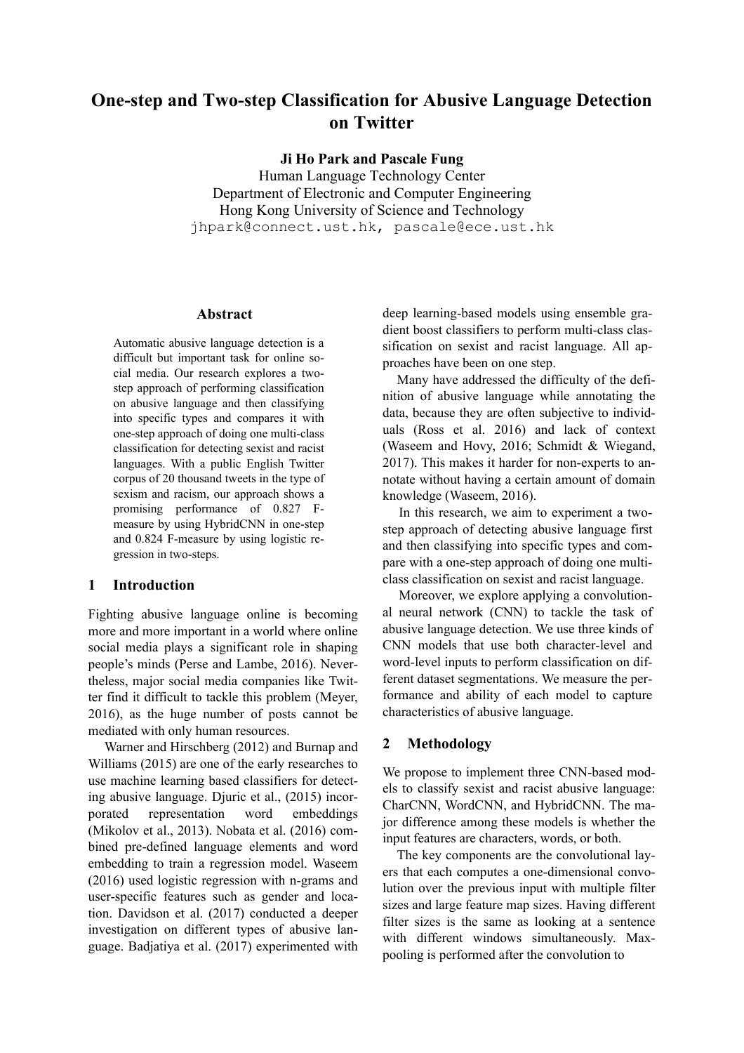# One-step and Two-step Classification for Abusive Language Detection on Twitter

**Ji Ho Park and Pascale Fung**

Human Language Technology Center
Department of Electronic and Computer Engineering
Hong Kong University of Science and Technology
jhpark@connect.ust.hk, pascale@ece.ust.hk

## Abstract

Automatic abusive language detection is a difficult but important task for online social media. Our research explores a two-step approach of performing classification on abusive language and then classifying into specific types and compares it with one-step approach of doing one multi-class classification for detecting sexist and racist languages. With a public English Twitter corpus of 20 thousand tweets in the type of sexism and racism, our approach shows a promising performance of 0.827 F-measure by using HybridCNN in one-step and 0.824 F-measure by using logistic regression in two-steps.

## 1 Introduction

Fighting abusive language online is becoming more and more important in a world where online social media plays a significant role in shaping people's minds (Perse and Lambe, 2016). Nevertheless, major social media companies like Twitter find it difficult to tackle this problem (Meyer, 2016), as the huge number of posts cannot be mediated with only human resources.

Warner and Hirschberg (2012) and Burnap and Williams (2015) are one of the early researches to use machine learning based classifiers for detecting abusive language. Djuric et al., (2015) incorporated representation word embeddings (Mikolov et al., 2013). Nobata et al. (2016) combined pre-defined language elements and word embedding to train a regression model. Waseem (2016) used logistic regression with n-grams and user-specific features such as gender and location. Davidson et al. (2017) conducted a deeper investigation on different types of abusive language. Badjatiya et al. (2017) experimented with deep learning-based models using ensemble gradient boost classifiers to perform multi-class classification on sexist and racist language. All approaches have been on one step.

Many have addressed the difficulty of the definition of abusive language while annotating the data, because they are often subjective to individuals (Ross et al. 2016) and lack of context (Waseem and Hovy, 2016; Schmidt & Wiegand, 2017). This makes it harder for non-experts to annotate without having a certain amount of domain knowledge (Waseem, 2016).

In this research, we aim to experiment a two-step approach of detecting abusive language first and then classifying into specific types and compare with a one-step approach of doing one multi-class classification on sexist and racist language.

Moreover, we explore applying a convolutional neural network (CNN) to tackle the task of abusive language detection. We use three kinds of CNN models that use both character-level and word-level inputs to perform classification on different dataset segmentations. We measure the performance and ability of each model to capture characteristics of abusive language.

## 2 Methodology

We propose to implement three CNN-based models to classify sexist and racist abusive language: CharCNN, WordCNN, and HybridCNN. The major difference among these models is whether the input features are characters, words, or both.

The key components are the convolutional layers that each computes a one-dimensional convolution over the previous input with multiple filter sizes and large feature map sizes. Having different filter sizes is the same as looking at a sentence with different windows simultaneously. Max-pooling is performed after the convolution to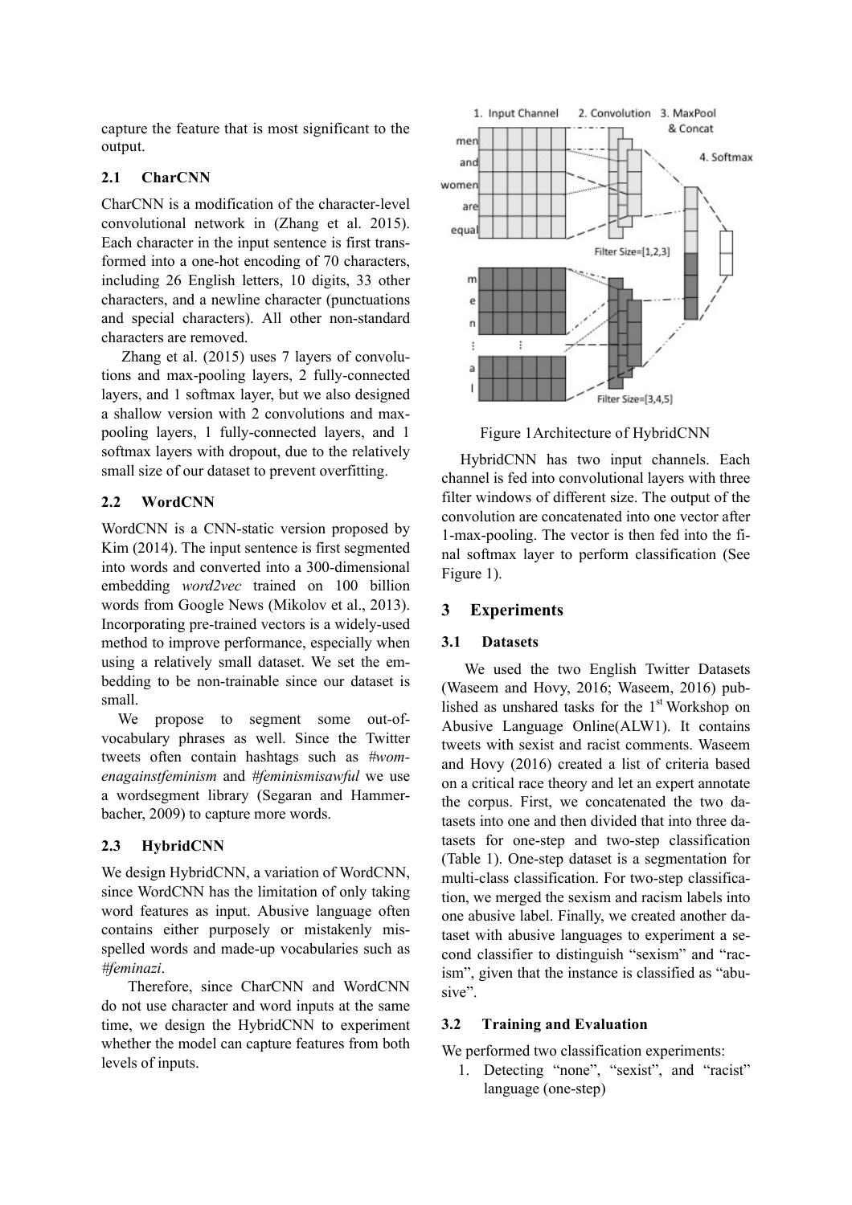capture the feature that is most significant to the output.

### 2.1 CharCNN

CharCNN is a modification of the character-level convolutional network in (Zhang et al. 2015). Each character in the input sentence is first transformed into a one-hot encoding of 70 characters, including 26 English letters, 10 digits, 33 other characters, and a newline character (punctuations and special characters). All other non-standard characters are removed.

Zhang et al. (2015) uses 7 layers of convolutions and max-pooling layers, 2 fully-connected layers, and 1 softmax layer, but we also designed a shallow version with 2 convolutions and max-pooling layers, 1 fully-connected layers, and 1 softmax layers with dropout, due to the relatively small size of our dataset to prevent overfitting.

### 2.2 WordCNN

WordCNN is a CNN-static version proposed by Kim (2014). The input sentence is first segmented into words and converted into a 300-dimensional embedding *word2vec* trained on 100 billion words from Google News (Mikolov et al., 2013). Incorporating pre-trained vectors is a widely-used method to improve performance, especially when using a relatively small dataset. We set the embedding to be non-trainable since our dataset is small.

We propose to segment some out-of-vocabulary phrases as well. Since the Twitter tweets often contain hashtags such as *#womenagainstfeminism* and *#feminismisawful* we use a wordsegment library (Segaran and Hammerbacher, 2009) to capture more words.

### 2.3 HybridCNN

We design HybridCNN, a variation of WordCNN, since WordCNN has the limitation of only taking word features as input. Abusive language often contains either purposely or mistakenly misspelled words and made-up vocabularies such as *#feminazi*.

Therefore, since CharCNN and WordCNN do not use character and word inputs at the same time, we design the HybridCNN to experiment whether the model can capture features from both levels of inputs.

Figure 1 Architecture of HybridCNN

HybridCNN has two input channels. Each channel is fed into convolutional layers with three filter windows of different size. The output of the convolution are concatenated into one vector after 1-max-pooling. The vector is then fed into the final softmax layer to perform classification (See Figure 1).

## 3 Experiments

### 3.1 Datasets

We used the two English Twitter Datasets (Waseem and Hovy, 2016; Waseem, 2016) published as unshared tasks for the 1st Workshop on Abusive Language Online(ALW1). It contains tweets with sexist and racist comments. Waseem and Hovy (2016) created a list of criteria based on a critical race theory and let an expert annotate the corpus. First, we concatenated the two datasets into one and then divided that into three datasets for one-step and two-step classification (Table 1). One-step dataset is a segmentation for multi-class classification. For two-step classification, we merged the sexism and racism labels into one abusive label. Finally, we created another dataset with abusive languages to experiment a second classifier to distinguish "sexism" and "racism", given that the instance is classified as "abusive".

### 3.2 Training and Evaluation

We performed two classification experiments:

1. Detecting "none", "sexist", and "racist" language (one-step)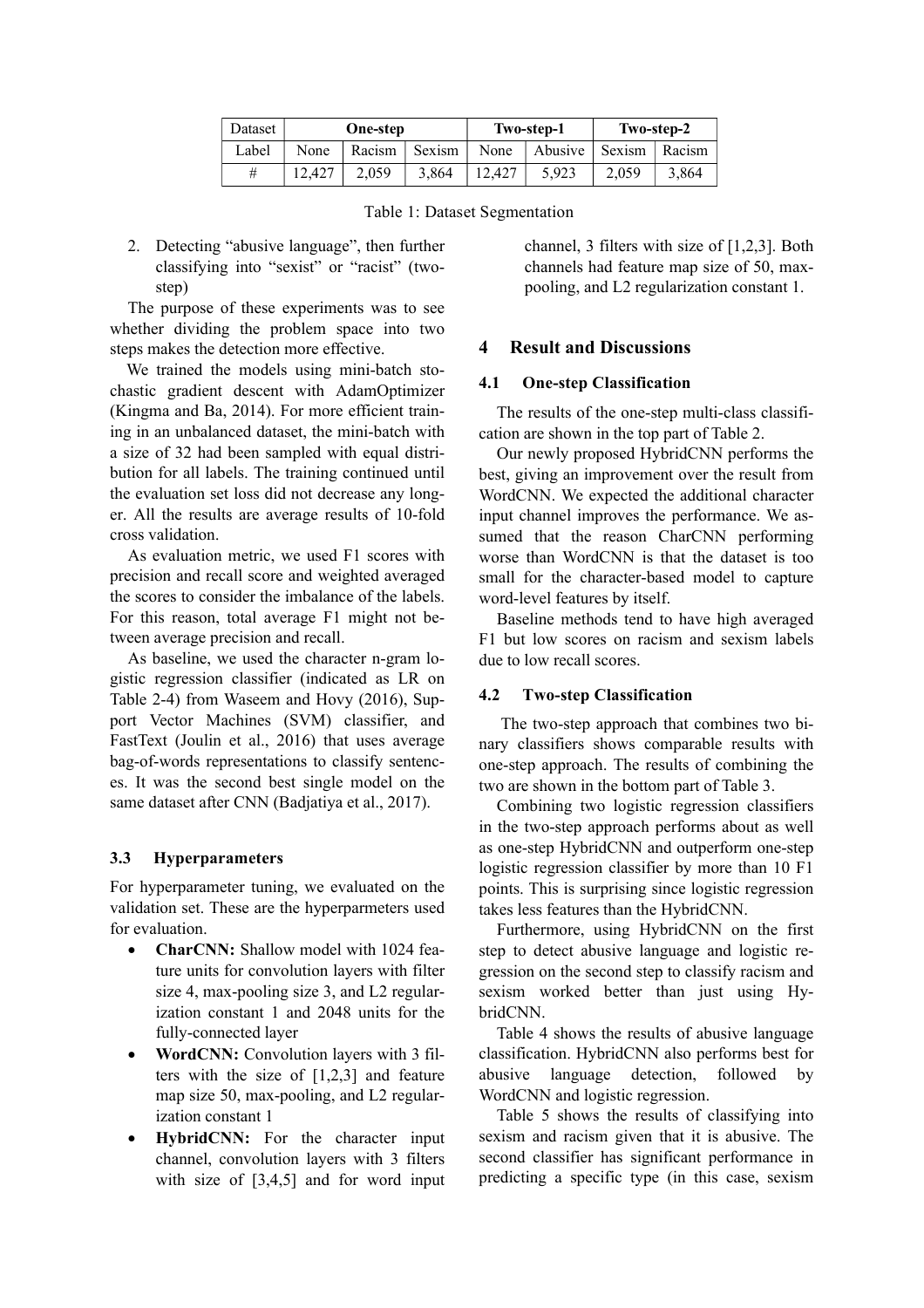| Dataset | One-step | | | Two-step-1 | | Two-step-2 | |
|---|---|---|---|---|---|---|---|
| Label | None | Racism | Sexism | None | Abusive | Sexism | Racism |
| # | 12,427 | 2,059 | 3,864 | 12,427 | 5,923 | 2,059 | 3,864 |

Table 1: Dataset Segmentation

2. Detecting "abusive language", then further classifying into "sexist" or "racist" (two-step)

The purpose of these experiments was to see whether dividing the problem space into two steps makes the detection more effective.

We trained the models using mini-batch stochastic gradient descent with AdamOptimizer (Kingma and Ba, 2014). For more efficient training in an unbalanced dataset, the mini-batch with a size of 32 had been sampled with equal distribution for all labels. The training continued until the evaluation set loss did not decrease any longer. All the results are average results of 10-fold cross validation.

As evaluation metric, we used F1 scores with precision and recall score and weighted averaged the scores to consider the imbalance of the labels. For this reason, total average F1 might not between average precision and recall.

As baseline, we used the character n-gram logistic regression classifier (indicated as LR on Table 2-4) from Waseem and Hovy (2016), Support Vector Machines (SVM) classifier, and FastText (Joulin et al., 2016) that uses average bag-of-words representations to classify sentences. It was the second best single model on the same dataset after CNN (Badjatiya et al., 2017).

### 3.3 Hyperparameters

For hyperparameter tuning, we evaluated on the validation set. These are the hyperparmeters used for evaluation.

- **CharCNN:** Shallow model with 1024 feature units for convolution layers with filter size 4, max-pooling size 3, and L2 regularization constant 1 and 2048 units for the fully-connected layer
- **WordCNN:** Convolution layers with 3 filters with the size of [1,2,3] and feature map size 50, max-pooling, and L2 regularization constant 1
- **HybridCNN:** For the character input channel, convolution layers with 3 filters with size of [3,4,5] and for word input channel, 3 filters with size of [1,2,3]. Both channels had feature map size of 50, max-pooling, and L2 regularization constant 1.

## 4 Result and Discussions

### 4.1 One-step Classification

The results of the one-step multi-class classification are shown in the top part of Table 2.

Our newly proposed HybridCNN performs the best, giving an improvement over the result from WordCNN. We expected the additional character input channel improves the performance. We assumed that the reason CharCNN performing worse than WordCNN is that the dataset is too small for the character-based model to capture word-level features by itself.

Baseline methods tend to have high averaged F1 but low scores on racism and sexism labels due to low recall scores.

### 4.2 Two-step Classification

The two-step approach that combines two binary classifiers shows comparable results with one-step approach. The results of combining the two are shown in the bottom part of Table 3.

Combining two logistic regression classifiers in the two-step approach performs about as well as one-step HybridCNN and outperform one-step logistic regression classifier by more than 10 F1 points. This is surprising since logistic regression takes less features than the HybridCNN.

Furthermore, using HybridCNN on the first step to detect abusive language and logistic regression on the second step to classify racism and sexism worked better than just using HybridCNN.

Table 4 shows the results of abusive language classification. HybridCNN also performs best for abusive language detection, followed by WordCNN and logistic regression.

Table 5 shows the results of classifying into sexism and racism given that it is abusive. The second classifier has significant performance in predicting a specific type (in this case, sexism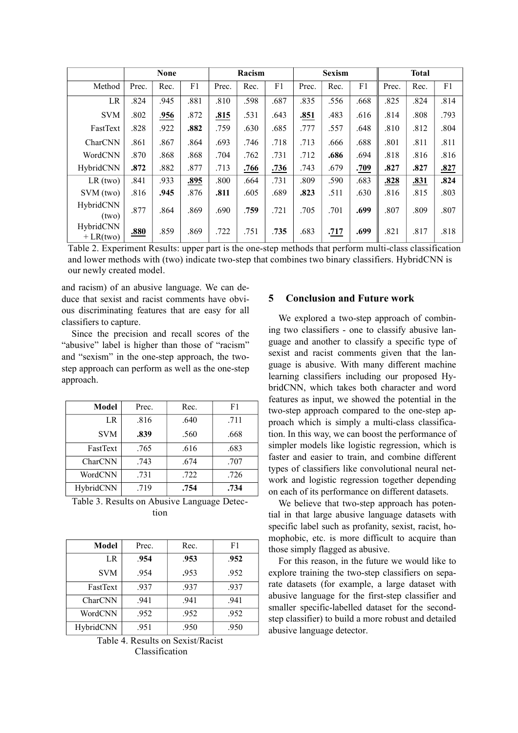| | None | | | Racism | | | Sexism | | | Total | | |
|---|---|---|---|---|---|---|---|---|---|---|---|---|
| Method | Prec. | Rec. | F1 | Prec. | Rec. | F1 | Prec. | Rec. | F1 | Prec. | Rec. | F1 |
| LR | .824 | .945 | .881 | .810 | .598 | .687 | .835 | .556 | .668 | .825 | .824 | .814 |
| SVM | .802 | **.956** | .872 | **.815** | .531 | .643 | **.851** | .483 | .616 | .814 | .808 | .793 |
| FastText | .828 | .922 | **.882** | .759 | .630 | .685 | .777 | .557 | .648 | .810 | .812 | .804 |
| CharCNN | .861 | .867 | .864 | .693 | .746 | .718 | .713 | .666 | .688 | .801 | .811 | .811 |
| WordCNN | .870 | .868 | .868 | .704 | .762 | .731 | .712 | **.686** | .694 | .818 | .816 | .816 |
| HybridCNN | **.872** | .882 | .877 | .713 | **.766** | **.736** | .743 | .679 | **.709** | **.827** | **.827** | **.827** |
| LR (two) | .841 | .933 | **.895** | .800 | .664 | .731 | .809 | .590 | .683 | **.828** | **.831** | **.824** |
| SVM (two) | .816 | **.945** | .876 | **.811** | .605 | .689 | **.823** | .511 | .630 | .816 | .815 | .803 |
| HybridCNN (two) | .877 | .864 | .869 | .690 | **.759** | .721 | .705 | .701 | **.699** | .807 | .809 | .807 |
| HybridCNN + LR(two) | **.880** | .859 | .869 | .722 | .751 | **.735** | .683 | **.717** | **.699** | .821 | .817 | .818 |

Table 2. Experiment Results: upper part is the one-step methods that perform multi-class classification and lower methods with (two) indicate two-step that combines two binary classifiers. HybridCNN is our newly created model.

and racism) of an abusive language. We can deduce that sexist and racist comments have obvious discriminating features that are easy for all classifiers to capture.

Since the precision and recall scores of the "abusive" label is higher than those of "racism" and "sexism" in the one-step approach, the two-step approach can perform as well as the one-step approach.

| Model | Prec. | Rec. | F1 |
|---|---|---|---|
| LR | .816 | .640 | .711 |
| SVM | **.839** | .560 | .668 |
| FastText | .765 | .616 | .683 |
| CharCNN | .743 | .674 | .707 |
| WordCNN | .731 | .722 | .726 |
| HybridCNN | .719 | **.754** | **.734** |

Table 3. Results on Abusive Language Detection

| Model | Prec. | Rec. | F1 |
|---|---|---|---|
| LR | **.954** | **.953** | **.952** |
| SVM | .954 | **.953** | .952 |
| FastText | .937 | .937 | .937 |
| CharCNN | .941 | .941 | .941 |
| WordCNN | .952 | .952 | .952 |
| HybridCNN | .951 | .950 | .950 |

Table 4. Results on Sexist/Racist Classification

## 5 Conclusion and Future work

We explored a two-step approach of combining two classifiers - one to classify abusive language and another to classify a specific type of sexist and racist comments given that the language is abusive. With many different machine learning classifiers including our proposed HybridCNN, which takes both character and word features as input, we showed the potential in the two-step approach compared to the one-step approach which is simply a multi-class classification. In this way, we can boost the performance of simpler models like logistic regression, which is faster and easier to train, and combine different types of classifiers like convolutional neural network and logistic regression together depending on each of its performance on different datasets.

We believe that two-step approach has potential in that large abusive language datasets with specific label such as profanity, sexist, racist, homophobic, etc. is more difficult to acquire than those simply flagged as abusive.

For this reason, in the future we would like to explore training the two-step classifiers on separate datasets (for example, a large dataset with abusive language for the first-step classifier and smaller specific-labelled dataset for the second-step classifier) to build a more robust and detailed abusive language detector.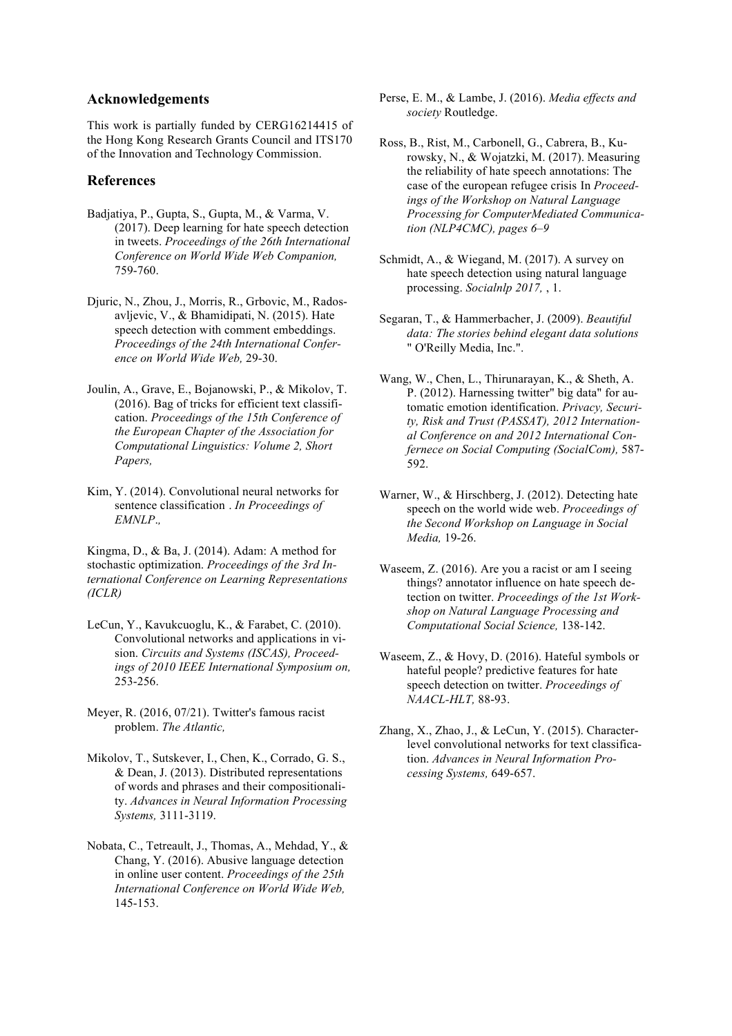## Acknowledgements

This work is partially funded by CERG16214415 of the Hong Kong Research Grants Council and ITS170 of the Innovation and Technology Commission.

## References

Badjatiya, P., Gupta, S., Gupta, M., & Varma, V. (2017). Deep learning for hate speech detection in tweets. *Proceedings of the 26th International Conference on World Wide Web Companion,* 759-760.

Djuric, N., Zhou, J., Morris, R., Grbovic, M., Radosavljevic, V., & Bhamidipati, N. (2015). Hate speech detection with comment embeddings. *Proceedings of the 24th International Conference on World Wide Web,* 29-30.

Joulin, A., Grave, E., Bojanowski, P., & Mikolov, T. (2016). Bag of tricks for efficient text classification. *Proceedings of the 15th Conference of the European Chapter of the Association for Computational Linguistics: Volume 2, Short Papers,*

Kim, Y. (2014). Convolutional neural networks for sentence classification . *In Proceedings of EMNLP.,*

Kingma, D., & Ba, J. (2014). Adam: A method for stochastic optimization. *Proceedings of the 3rd International Conference on Learning Representations (ICLR)*

LeCun, Y., Kavukcuoglu, K., & Farabet, C. (2010). Convolutional networks and applications in vision. *Circuits and Systems (ISCAS), Proceedings of 2010 IEEE International Symposium on,* 253-256.

Meyer, R. (2016, 07/21). Twitter's famous racist problem. *The Atlantic,*

Mikolov, T., Sutskever, I., Chen, K., Corrado, G. S., & Dean, J. (2013). Distributed representations of words and phrases and their compositionality. *Advances in Neural Information Processing Systems,* 3111-3119.

Nobata, C., Tetreault, J., Thomas, A., Mehdad, Y., & Chang, Y. (2016). Abusive language detection in online user content. *Proceedings of the 25th International Conference on World Wide Web,* 145-153.

Perse, E. M., & Lambe, J. (2016). *Media effects and society* Routledge.

Ross, B., Rist, M., Carbonell, G., Cabrera, B., Kurowsky, N., & Wojatzki, M. (2017). Measuring the reliability of hate speech annotations: The case of the european refugee crisis In *Proceedings of the Workshop on Natural Language Processing for ComputerMediated Communication (NLP4CMC), pages 6–9*

Schmidt, A., & Wiegand, M. (2017). A survey on hate speech detection using natural language processing. *Socialnlp 2017,* , 1.

Segaran, T., & Hammerbacher, J. (2009). *Beautiful data: The stories behind elegant data solutions* " O'Reilly Media, Inc.".

Wang, W., Chen, L., Thirunarayan, K., & Sheth, A. P. (2012). Harnessing twitter" big data" for automatic emotion identification. *Privacy, Security, Risk and Trust (PASSAT), 2012 International Conference on and 2012 International Confernece on Social Computing (SocialCom),* 587-592.

Warner, W., & Hirschberg, J. (2012). Detecting hate speech on the world wide web. *Proceedings of the Second Workshop on Language in Social Media,* 19-26.

Waseem, Z. (2016). Are you a racist or am I seeing things? annotator influence on hate speech detection on twitter. *Proceedings of the 1st Workshop on Natural Language Processing and Computational Social Science,* 138-142.

Waseem, Z., & Hovy, D. (2016). Hateful symbols or hateful people? predictive features for hate speech detection on twitter. *Proceedings of NAACL-HLT,* 88-93.

Zhang, X., Zhao, J., & LeCun, Y. (2015). Character-level convolutional networks for text classification. *Advances in Neural Information Processing Systems,* 649-657.